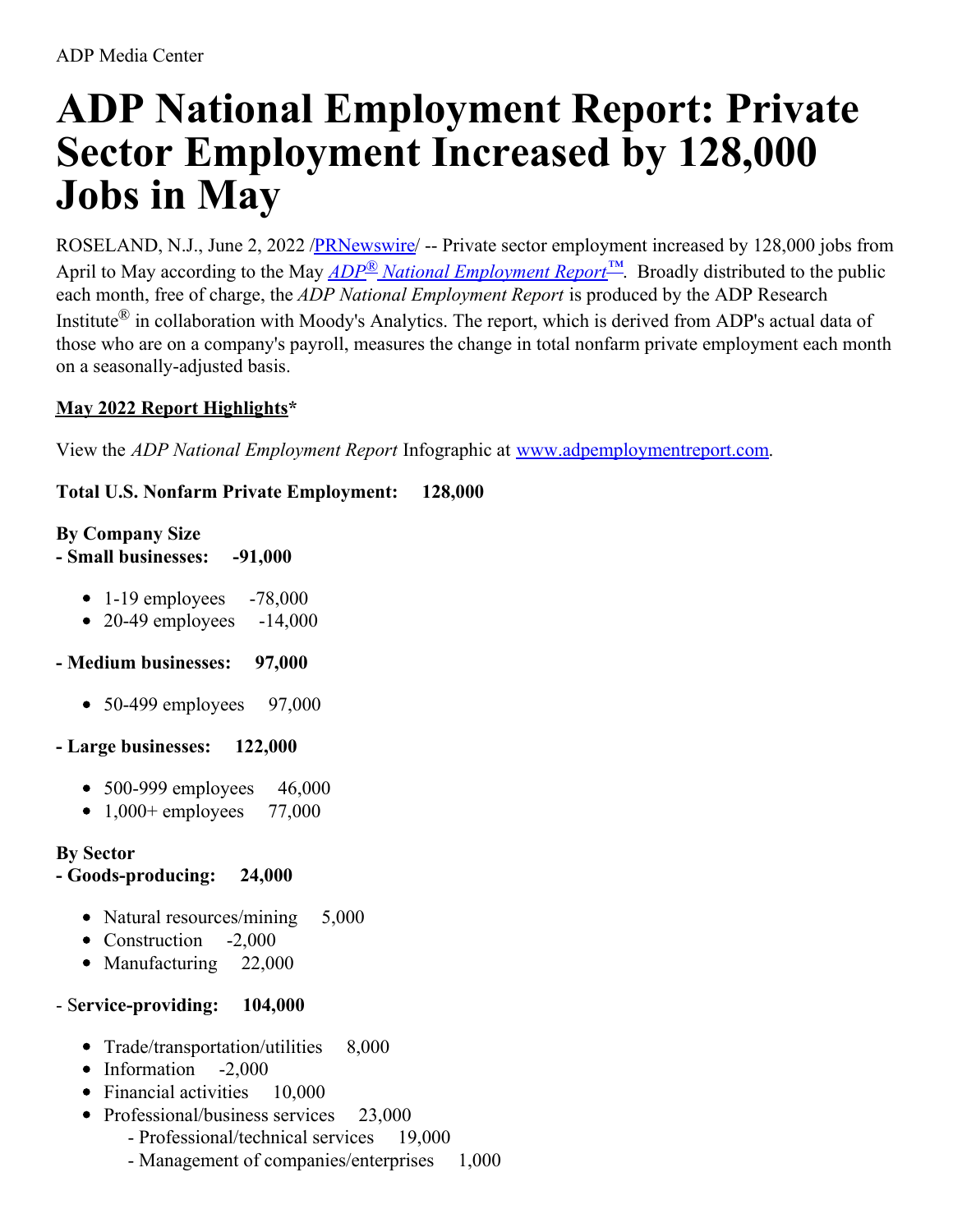ADP Media Center

# ADP National Employment Report: Private Sector Employment Increased by 128,000 Jobs in May

ROSELAND, N.J., June 2, 2022 /PRNewswire/ -- Private sector employment increased by 128,000 jobs from April to May according to the May *ADP® National Employment Report™*. Broadly distributed to the public each month, free of charge, the *ADP National Employment Report* is produced by the ADP Research Institute® in collaboration with Moody's Analytics. The report, which is derived from ADP's actual data of those who are on a company's payroll, measures the change in total nonfarm private employment each month on a seasonally-adjusted basis.

**May 2022 Report Highlights***

View the *ADP National Employment Report* Infographic at www.adpemploymentreport.com.

**Total U.S. Nonfarm Private Employment: 128,000**

**By Company Size**
**- Small businesses: -91,000**

- 1-19 employees -78,000
- 20-49 employees -14,000

**- Medium businesses: 97,000**

- 50-499 employees 97,000

**- Large businesses: 122,000**

- 500-999 employees 46,000
- 1,000+ employees 77,000

**By Sector**
**- Goods-producing: 24,000**

- Natural resources/mining 5,000
- Construction -2,000
- Manufacturing 22,000

- **Service-providing: 104,000**

- Trade/transportation/utilities 8,000
- Information -2,000
- Financial activities 10,000
- Professional/business services 23,000
  - Professional/technical services 19,000
  - Management of companies/enterprises 1,000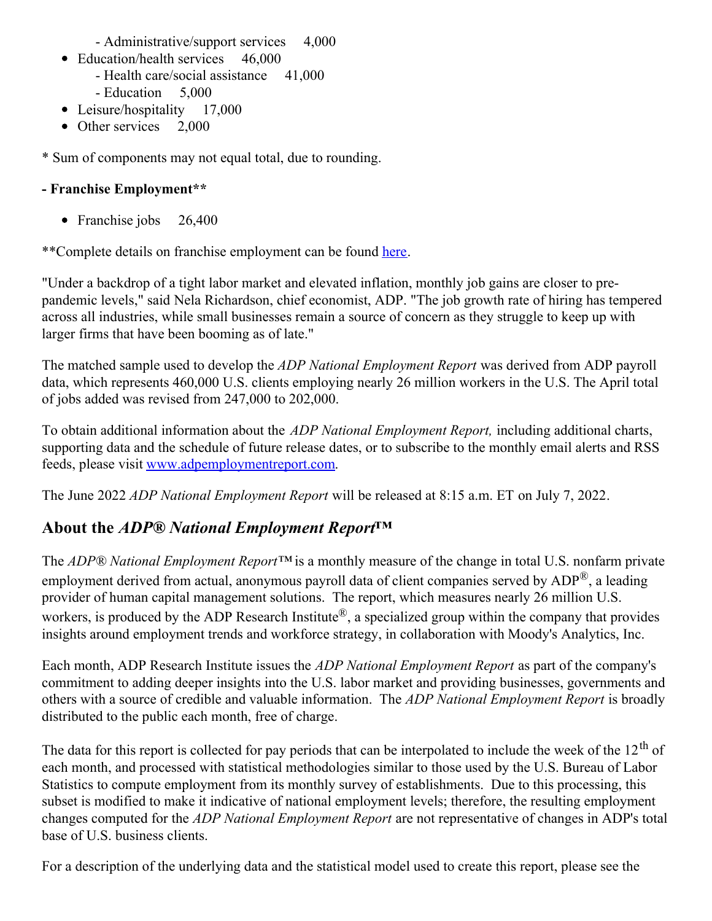- Administrative/support services     4,000
- Education/health services     46,000
    - Health care/social assistance     41,000
    - Education     5,000
- Leisure/hospitality     17,000
- Other services     2,000

* Sum of components may not equal total, due to rounding.

**- Franchise Employment****

- Franchise jobs     26,400

**Complete details on franchise employment can be found here.

"Under a backdrop of a tight labor market and elevated inflation, monthly job gains are closer to pre-pandemic levels," said Nela Richardson, chief economist, ADP. "The job growth rate of hiring has tempered across all industries, while small businesses remain a source of concern as they struggle to keep up with larger firms that have been booming as of late."

The matched sample used to develop the *ADP National Employment Report* was derived from ADP payroll data, which represents 460,000 U.S. clients employing nearly 26 million workers in the U.S. The April total of jobs added was revised from 247,000 to 202,000.

To obtain additional information about the *ADP National Employment Report,* including additional charts, supporting data and the schedule of future release dates, or to subscribe to the monthly email alerts and RSS feeds, please visit www.adpemploymentreport.com.

The June 2022 *ADP National Employment Report* will be released at 8:15 a.m. ET on July 7, 2022.

## About the *ADP® National Employment Report*™

The *ADP® National Employment Report*™ is a monthly measure of the change in total U.S. nonfarm private employment derived from actual, anonymous payroll data of client companies served by ADP®, a leading provider of human capital management solutions. The report, which measures nearly 26 million U.S. workers, is produced by the ADP Research Institute®, a specialized group within the company that provides insights around employment trends and workforce strategy, in collaboration with Moody's Analytics, Inc.

Each month, ADP Research Institute issues the *ADP National Employment Report* as part of the company's commitment to adding deeper insights into the U.S. labor market and providing businesses, governments and others with a source of credible and valuable information. The *ADP National Employment Report* is broadly distributed to the public each month, free of charge.

The data for this report is collected for pay periods that can be interpolated to include the week of the 12th of each month, and processed with statistical methodologies similar to those used by the U.S. Bureau of Labor Statistics to compute employment from its monthly survey of establishments. Due to this processing, this subset is modified to make it indicative of national employment levels; therefore, the resulting employment changes computed for the *ADP National Employment Report* are not representative of changes in ADP's total base of U.S. business clients.

For a description of the underlying data and the statistical model used to create this report, please see the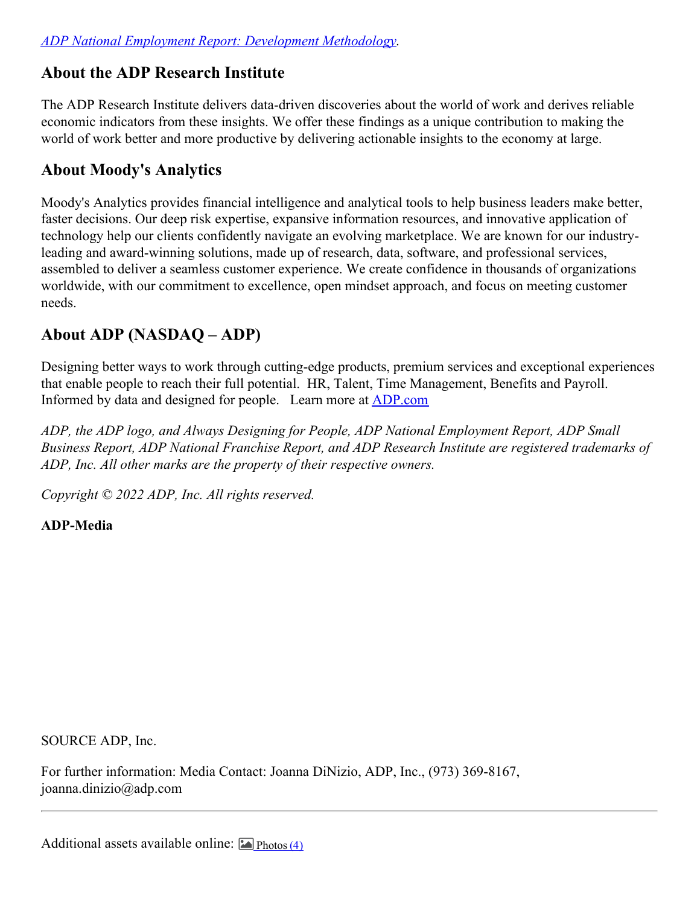*ADP National Employment Report: Development Methodology*.

## About the ADP Research Institute

The ADP Research Institute delivers data-driven discoveries about the world of work and derives reliable economic indicators from these insights. We offer these findings as a unique contribution to making the world of work better and more productive by delivering actionable insights to the economy at large.

## About Moody's Analytics

Moody's Analytics provides financial intelligence and analytical tools to help business leaders make better, faster decisions. Our deep risk expertise, expansive information resources, and innovative application of technology help our clients confidently navigate an evolving marketplace. We are known for our industry-leading and award-winning solutions, made up of research, data, software, and professional services, assembled to deliver a seamless customer experience. We create confidence in thousands of organizations worldwide, with our commitment to excellence, open mindset approach, and focus on meeting customer needs.

## About ADP (NASDAQ – ADP)

Designing better ways to work through cutting-edge products, premium services and exceptional experiences that enable people to reach their full potential. HR, Talent, Time Management, Benefits and Payroll. Informed by data and designed for people. Learn more at ADP.com

*ADP, the ADP logo, and Always Designing for People, ADP National Employment Report, ADP Small Business Report, ADP National Franchise Report, and ADP Research Institute are registered trademarks of ADP, Inc. All other marks are the property of their respective owners.*

*Copyright © 2022 ADP, Inc. All rights reserved.*

**ADP-Media**

SOURCE ADP, Inc.

For further information: Media Contact: Joanna DiNizio, ADP, Inc., (973) 369-8167, joanna.dinizio@adp.com

---

Additional assets available online: Photos (4)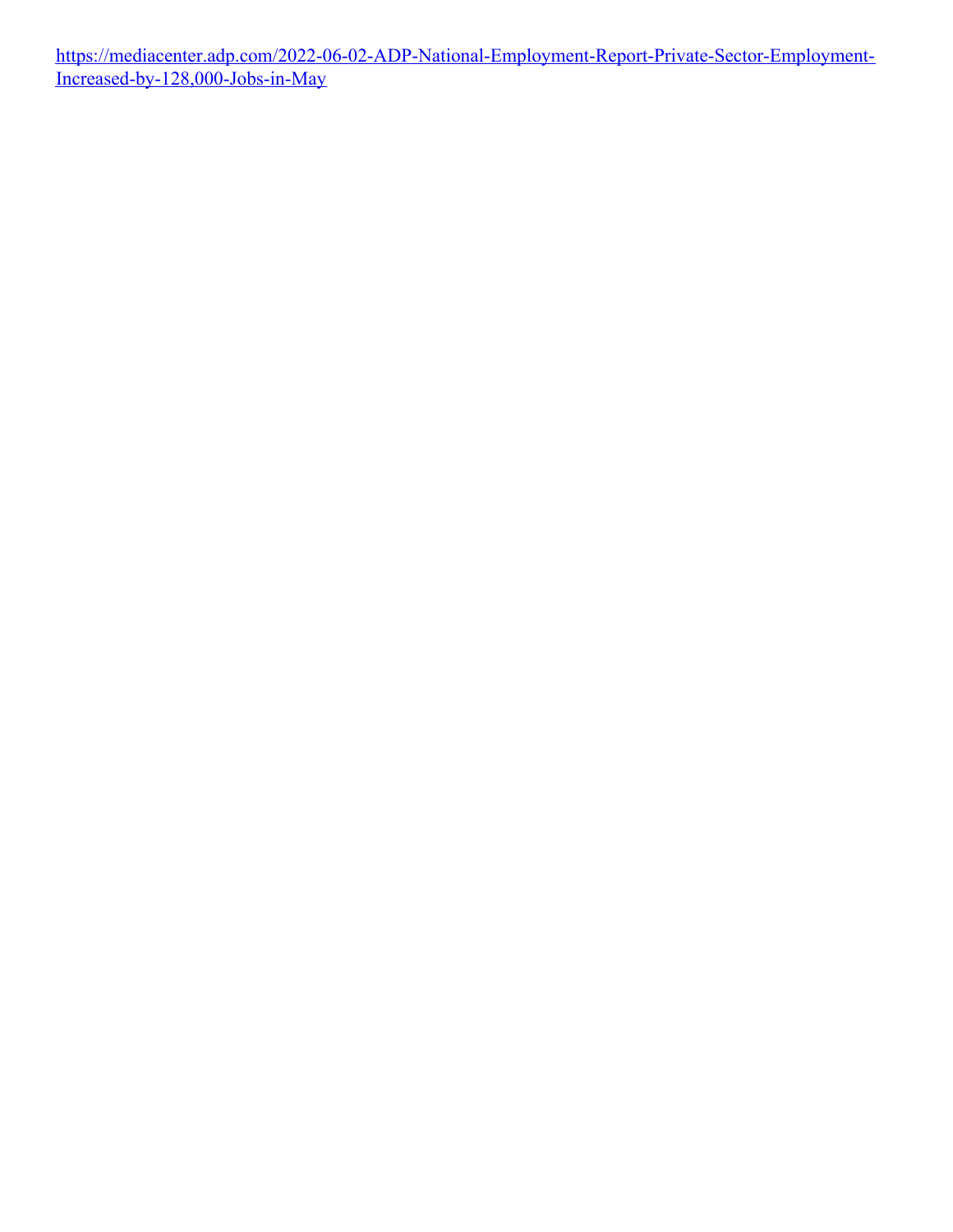https://mediacenter.adp.com/2022-06-02-ADP-National-Employment-Report-Private-Sector-Employment-Increased-by-128,000-Jobs-in-May